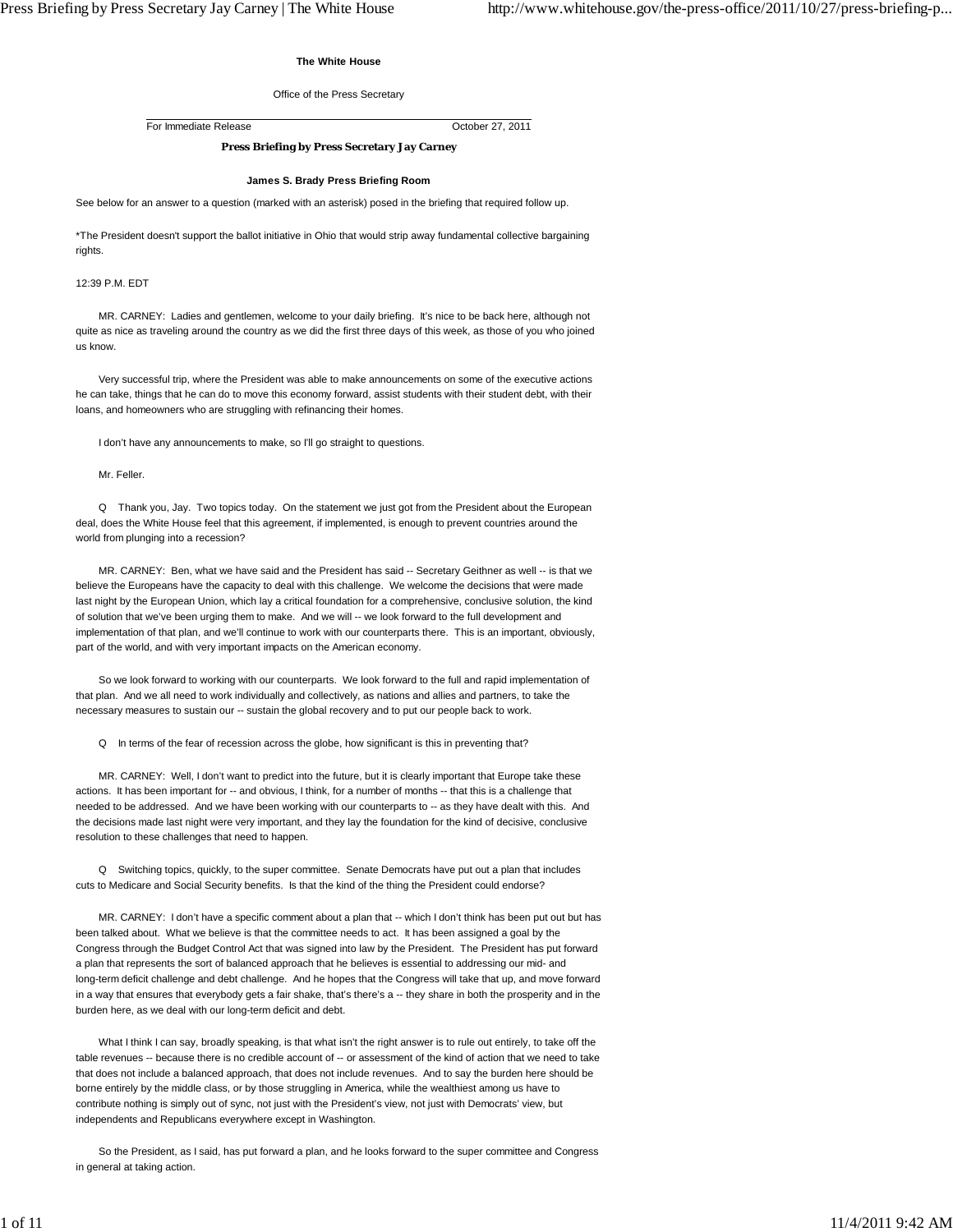**The White House**

Office of the Press Secretary

For Immediate Release October 27, 2011

# Press Briefing by Press Secretary Jay Carney

**James S. Brady Press Briefing Room**

See below for an answer to a question (marked with an asterisk) posed in the briefing that required follow up.

*The President doesn't support the ballot initiative in Ohio that would strip away fundamental collective bargaining rights.

12:39 P.M. EDT

MR. CARNEY: Ladies and gentlemen, welcome to your daily briefing. It's nice to be back here, although not quite as nice as traveling around the country as we did the first three days of this week, as those of you who joined us know.

Very successful trip, where the President was able to make announcements on some of the executive actions he can take, things that he can do to move this economy forward, assist students with their student debt, with their loans, and homeowners who are struggling with refinancing their homes.

I don't have any announcements to make, so I'll go straight to questions.

Mr. Feller.

Q Thank you, Jay. Two topics today. On the statement we just got from the President about the European deal, does the White House feel that this agreement, if implemented, is enough to prevent countries around the world from plunging into a recession?

MR. CARNEY: Ben, what we have said and the President has said -- Secretary Geithner as well -- is that we believe the Europeans have the capacity to deal with this challenge. We welcome the decisions that were made last night by the European Union, which lay a critical foundation for a comprehensive, conclusive solution, the kind of solution that we've been urging them to make. And we will -- we look forward to the full development and implementation of that plan, and we'll continue to work with our counterparts there. This is an important, obviously, part of the world, and with very important impacts on the American economy.

So we look forward to working with our counterparts. We look forward to the full and rapid implementation of that plan. And we all need to work individually and collectively, as nations and allies and partners, to take the necessary measures to sustain our -- sustain the global recovery and to put our people back to work.

Q In terms of the fear of recession across the globe, how significant is this in preventing that?

MR. CARNEY: Well, I don't want to predict into the future, but it is clearly important that Europe take these actions. It has been important for -- and obvious, I think, for a number of months -- that this is a challenge that needed to be addressed. And we have been working with our counterparts to -- as they have dealt with this. And the decisions made last night were very important, and they lay the foundation for the kind of decisive, conclusive resolution to these challenges that need to happen.

Q Switching topics, quickly, to the super committee. Senate Democrats have put out a plan that includes cuts to Medicare and Social Security benefits. Is that the kind of the thing the President could endorse?

MR. CARNEY: I don't have a specific comment about a plan that -- which I don't think has been put out but has been talked about. What we believe is that the committee needs to act. It has been assigned a goal by the Congress through the Budget Control Act that was signed into law by the President. The President has put forward a plan that represents the sort of balanced approach that he believes is essential to addressing our mid- and long-term deficit challenge and debt challenge. And he hopes that the Congress will take that up, and move forward in a way that ensures that everybody gets a fair shake, that's there's a -- they share in both the prosperity and in the burden here, as we deal with our long-term deficit and debt.

What I think I can say, broadly speaking, is that what isn't the right answer is to rule out entirely, to take off the table revenues -- because there is no credible account of -- or assessment of the kind of action that we need to take that does not include a balanced approach, that does not include revenues. And to say the burden here should be borne entirely by the middle class, or by those struggling in America, while the wealthiest among us have to contribute nothing is simply out of sync, not just with the President's view, not just with Democrats' view, but independents and Republicans everywhere except in Washington.

So the President, as I said, has put forward a plan, and he looks forward to the super committee and Congress in general at taking action.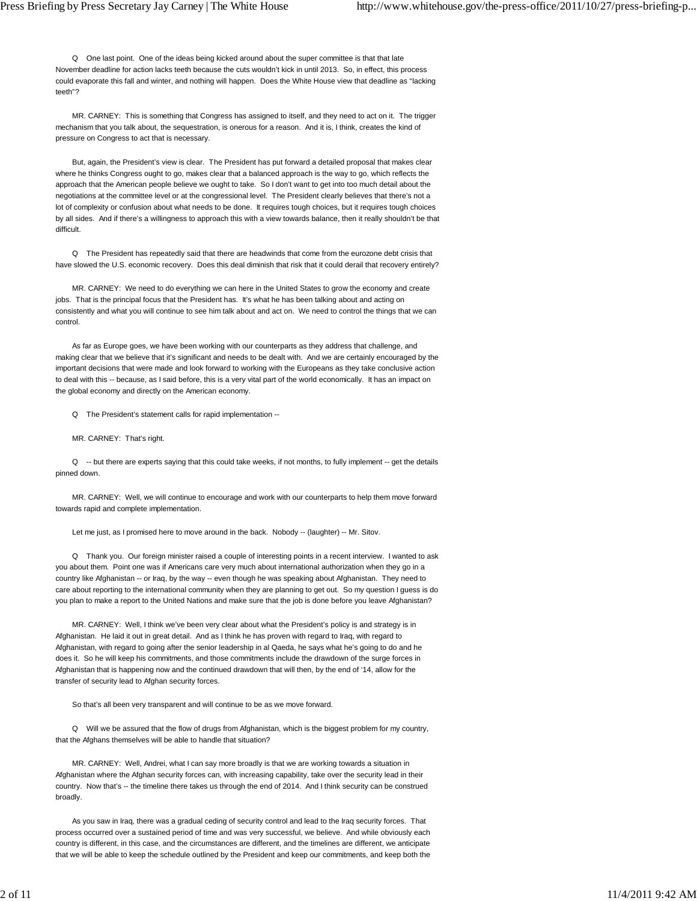Q One last point. One of the ideas being kicked around about the super committee is that that late November deadline for action lacks teeth because the cuts wouldn't kick in until 2013. So, in effect, this process could evaporate this fall and winter, and nothing will happen. Does the White House view that deadline as "lacking teeth"?

MR. CARNEY: This is something that Congress has assigned to itself, and they need to act on it. The trigger mechanism that you talk about, the sequestration, is onerous for a reason. And it is, I think, creates the kind of pressure on Congress to act that is necessary.

But, again, the President's view is clear. The President has put forward a detailed proposal that makes clear where he thinks Congress ought to go, makes clear that a balanced approach is the way to go, which reflects the approach that the American people believe we ought to take. So I don't want to get into too much detail about the negotiations at the committee level or at the congressional level. The President clearly believes that there's not a lot of complexity or confusion about what needs to be done. It requires tough choices, but it requires tough choices by all sides. And if there's a willingness to approach this with a view towards balance, then it really shouldn't be that difficult.

Q The President has repeatedly said that there are headwinds that come from the eurozone debt crisis that have slowed the U.S. economic recovery. Does this deal diminish that risk that it could derail that recovery entirely?

MR. CARNEY: We need to do everything we can here in the United States to grow the economy and create jobs. That is the principal focus that the President has. It's what he has been talking about and acting on consistently and what you will continue to see him talk about and act on. We need to control the things that we can control.

As far as Europe goes, we have been working with our counterparts as they address that challenge, and making clear that we believe that it's significant and needs to be dealt with. And we are certainly encouraged by the important decisions that were made and look forward to working with the Europeans as they take conclusive action to deal with this -- because, as I said before, this is a very vital part of the world economically. It has an impact on the global economy and directly on the American economy.

Q The President's statement calls for rapid implementation --

MR. CARNEY: That's right.

Q -- but there are experts saying that this could take weeks, if not months, to fully implement -- get the details pinned down.

MR. CARNEY: Well, we will continue to encourage and work with our counterparts to help them move forward towards rapid and complete implementation.

Let me just, as I promised here to move around in the back. Nobody -- (laughter) -- Mr. Sitov.

Q Thank you. Our foreign minister raised a couple of interesting points in a recent interview. I wanted to ask you about them. Point one was if Americans care very much about international authorization when they go in a country like Afghanistan -- or Iraq, by the way -- even though he was speaking about Afghanistan. They need to care about reporting to the international community when they are planning to get out. So my question I guess is do you plan to make a report to the United Nations and make sure that the job is done before you leave Afghanistan?

MR. CARNEY: Well, I think we've been very clear about what the President's policy is and strategy is in Afghanistan. He laid it out in great detail. And as I think he has proven with regard to Iraq, with regard to Afghanistan, with regard to going after the senior leadership in al Qaeda, he says what he's going to do and he does it. So he will keep his commitments, and those commitments include the drawdown of the surge forces in Afghanistan that is happening now and the continued drawdown that will then, by the end of '14, allow for the transfer of security lead to Afghan security forces.

So that's all been very transparent and will continue to be as we move forward.

Q Will we be assured that the flow of drugs from Afghanistan, which is the biggest problem for my country, that the Afghans themselves will be able to handle that situation?

MR. CARNEY: Well, Andrei, what I can say more broadly is that we are working towards a situation in Afghanistan where the Afghan security forces can, with increasing capability, take over the security lead in their country. Now that's -- the timeline there takes us through the end of 2014. And I think security can be construed broadly.

As you saw in Iraq, there was a gradual ceding of security control and lead to the Iraq security forces. That process occurred over a sustained period of time and was very successful, we believe. And while obviously each country is different, in this case, and the circumstances are different, and the timelines are different, we anticipate that we will be able to keep the schedule outlined by the President and keep our commitments, and keep both the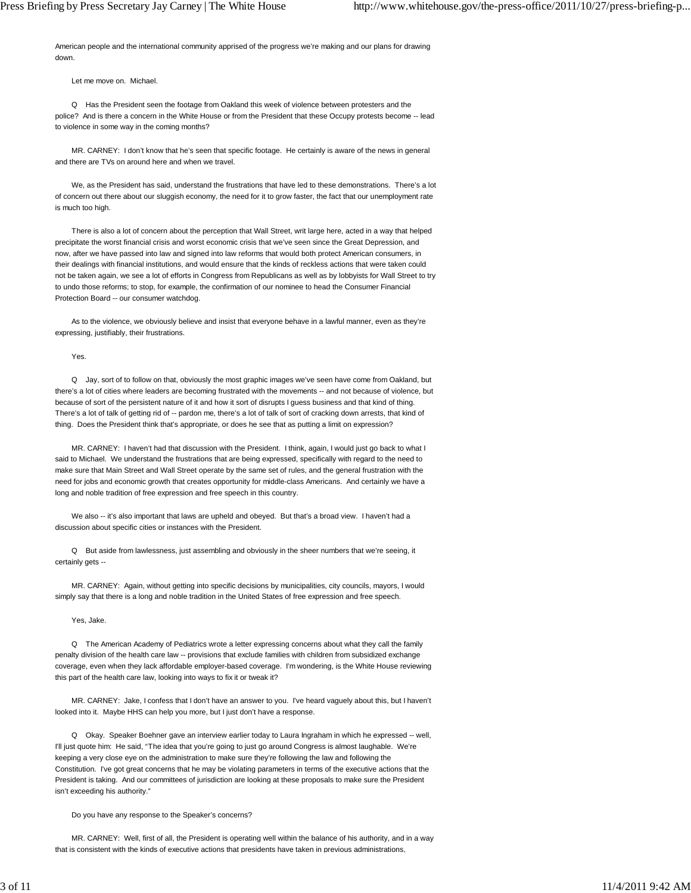American people and the international community apprised of the progress we're making and our plans for drawing down.

Let me move on. Michael.

Q Has the President seen the footage from Oakland this week of violence between protesters and the police? And is there a concern in the White House or from the President that these Occupy protests become -- lead to violence in some way in the coming months?

MR. CARNEY: I don't know that he's seen that specific footage. He certainly is aware of the news in general and there are TVs on around here and when we travel.

We, as the President has said, understand the frustrations that have led to these demonstrations. There's a lot of concern out there about our sluggish economy, the need for it to grow faster, the fact that our unemployment rate is much too high.

There is also a lot of concern about the perception that Wall Street, writ large here, acted in a way that helped precipitate the worst financial crisis and worst economic crisis that we've seen since the Great Depression, and now, after we have passed into law and signed into law reforms that would both protect American consumers, in their dealings with financial institutions, and would ensure that the kinds of reckless actions that were taken could not be taken again, we see a lot of efforts in Congress from Republicans as well as by lobbyists for Wall Street to try to undo those reforms; to stop, for example, the confirmation of our nominee to head the Consumer Financial Protection Board -- our consumer watchdog.

As to the violence, we obviously believe and insist that everyone behave in a lawful manner, even as they're expressing, justifiably, their frustrations.

Yes.

Q Jay, sort of to follow on that, obviously the most graphic images we've seen have come from Oakland, but there's a lot of cities where leaders are becoming frustrated with the movements -- and not because of violence, but because of sort of the persistent nature of it and how it sort of disrupts I guess business and that kind of thing. There's a lot of talk of getting rid of -- pardon me, there's a lot of talk of sort of cracking down arrests, that kind of thing. Does the President think that's appropriate, or does he see that as putting a limit on expression?

MR. CARNEY: I haven't had that discussion with the President. I think, again, I would just go back to what I said to Michael. We understand the frustrations that are being expressed, specifically with regard to the need to make sure that Main Street and Wall Street operate by the same set of rules, and the general frustration with the need for jobs and economic growth that creates opportunity for middle-class Americans. And certainly we have a long and noble tradition of free expression and free speech in this country.

We also -- it's also important that laws are upheld and obeyed. But that's a broad view. I haven't had a discussion about specific cities or instances with the President.

Q But aside from lawlessness, just assembling and obviously in the sheer numbers that we're seeing, it certainly gets --

MR. CARNEY: Again, without getting into specific decisions by municipalities, city councils, mayors, I would simply say that there is a long and noble tradition in the United States of free expression and free speech.

Yes, Jake.

Q The American Academy of Pediatrics wrote a letter expressing concerns about what they call the family penalty division of the health care law -- provisions that exclude families with children from subsidized exchange coverage, even when they lack affordable employer-based coverage. I'm wondering, is the White House reviewing this part of the health care law, looking into ways to fix it or tweak it?

MR. CARNEY: Jake, I confess that I don't have an answer to you. I've heard vaguely about this, but I haven't looked into it. Maybe HHS can help you more, but I just don't have a response.

Q Okay. Speaker Boehner gave an interview earlier today to Laura Ingraham in which he expressed -- well, I'll just quote him: He said, "The idea that you're going to just go around Congress is almost laughable. We're keeping a very close eye on the administration to make sure they're following the law and following the Constitution. I've got great concerns that he may be violating parameters in terms of the executive actions that the President is taking. And our committees of jurisdiction are looking at these proposals to make sure the President isn't exceeding his authority."

Do you have any response to the Speaker's concerns?

MR. CARNEY: Well, first of all, the President is operating well within the balance of his authority, and in a way that is consistent with the kinds of executive actions that presidents have taken in previous administrations,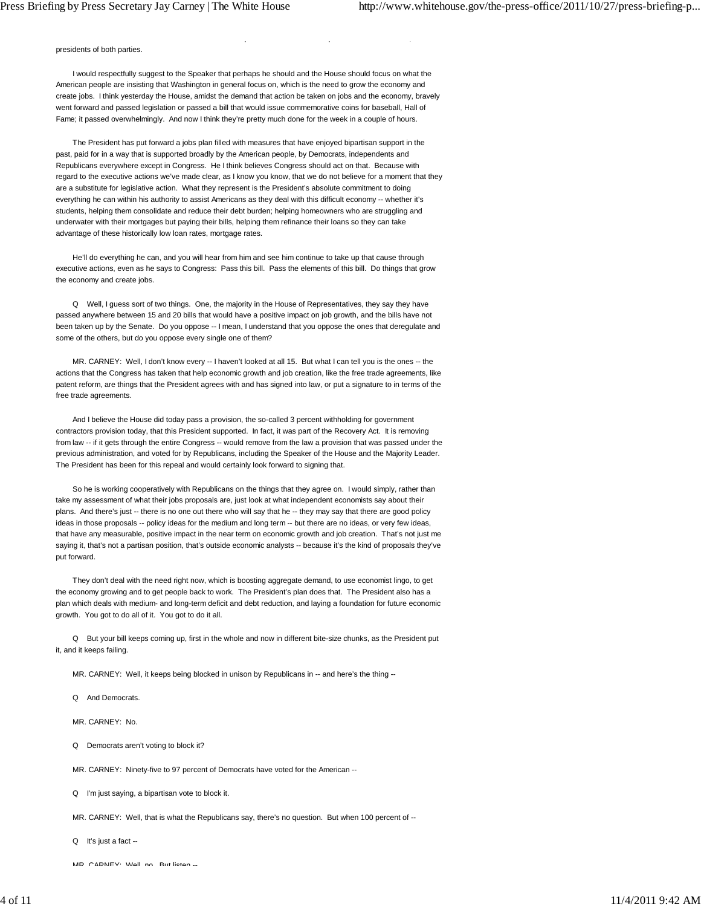presidents of both parties.

I would respectfully suggest to the Speaker that perhaps he should and the House should focus on what the American people are insisting that Washington in general focus on, which is the need to grow the economy and create jobs. I think yesterday the House, amidst the demand that action be taken on jobs and the economy, bravely went forward and passed legislation or passed a bill that would issue commemorative coins for baseball, Hall of Fame; it passed overwhelmingly. And now I think they're pretty much done for the week in a couple of hours.

The President has put forward a jobs plan filled with measures that have enjoyed bipartisan support in the past, paid for in a way that is supported broadly by the American people, by Democrats, independents and Republicans everywhere except in Congress. He I think believes Congress should act on that. Because with regard to the executive actions we've made clear, as I know you know, that we do not believe for a moment that they are a substitute for legislative action. What they represent is the President's absolute commitment to doing everything he can within his authority to assist Americans as they deal with this difficult economy -- whether it's students, helping them consolidate and reduce their debt burden; helping homeowners who are struggling and underwater with their mortgages but paying their bills, helping them refinance their loans so they can take advantage of these historically low loan rates, mortgage rates.

He'll do everything he can, and you will hear from him and see him continue to take up that cause through executive actions, even as he says to Congress: Pass this bill. Pass the elements of this bill. Do things that grow the economy and create jobs.

Q Well, I guess sort of two things. One, the majority in the House of Representatives, they say they have passed anywhere between 15 and 20 bills that would have a positive impact on job growth, and the bills have not been taken up by the Senate. Do you oppose -- I mean, I understand that you oppose the ones that deregulate and some of the others, but do you oppose every single one of them?

MR. CARNEY: Well, I don't know every -- I haven't looked at all 15. But what I can tell you is the ones -- the actions that the Congress has taken that help economic growth and job creation, like the free trade agreements, like patent reform, are things that the President agrees with and has signed into law, or put a signature to in terms of the free trade agreements.

And I believe the House did today pass a provision, the so-called 3 percent withholding for government contractors provision today, that this President supported. In fact, it was part of the Recovery Act. It is removing from law -- if it gets through the entire Congress -- would remove from the law a provision that was passed under the previous administration, and voted for by Republicans, including the Speaker of the House and the Majority Leader. The President has been for this repeal and would certainly look forward to signing that.

So he is working cooperatively with Republicans on the things that they agree on. I would simply, rather than take my assessment of what their jobs proposals are, just look at what independent economists say about their plans. And there's just -- there is no one out there who will say that he -- they may say that there are good policy ideas in those proposals -- policy ideas for the medium and long term -- but there are no ideas, or very few ideas, that have any measurable, positive impact in the near term on economic growth and job creation. That's not just me saying it, that's not a partisan position, that's outside economic analysts -- because it's the kind of proposals they've put forward.

They don't deal with the need right now, which is boosting aggregate demand, to use economist lingo, to get the economy growing and to get people back to work. The President's plan does that. The President also has a plan which deals with medium- and long-term deficit and debt reduction, and laying a foundation for future economic growth. You got to do all of it. You got to do it all.

Q But your bill keeps coming up, first in the whole and now in different bite-size chunks, as the President put it, and it keeps failing.

MR. CARNEY: Well, it keeps being blocked in unison by Republicans in -- and here's the thing --

Q And Democrats.

MR. CARNEY: No.

Q Democrats aren't voting to block it?

MR. CARNEY: Ninety-five to 97 percent of Democrats have voted for the American --

Q I'm just saying, a bipartisan vote to block it.

MR. CARNEY: Well, that is what the Republicans say, there's no question. But when 100 percent of --

Q It's just a fact --

MR. CARNEY: Well, no. But listen --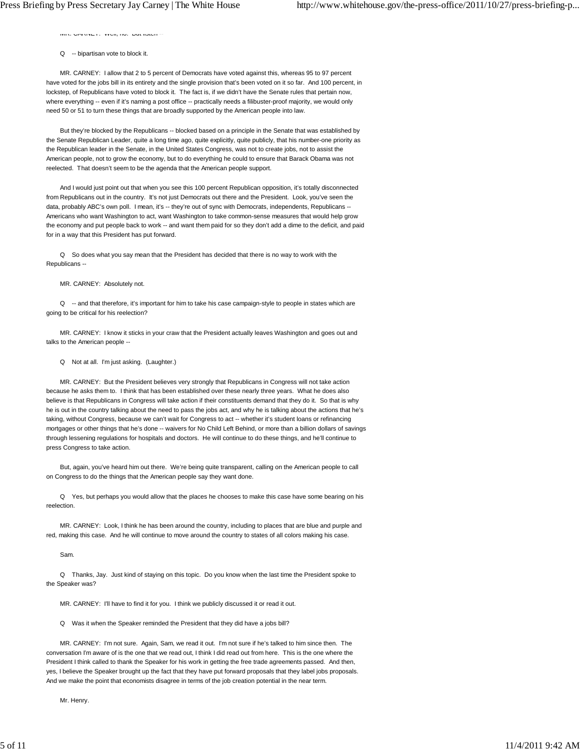MR. CARNEY: Well, no. But listen --

Q -- bipartisan vote to block it.

MR. CARNEY: I allow that 2 to 5 percent of Democrats have voted against this, whereas 95 to 97 percent have voted for the jobs bill in its entirety and the single provision that's been voted on it so far. And 100 percent, in lockstep, of Republicans have voted to block it. The fact is, if we didn't have the Senate rules that pertain now, where everything -- even if it's naming a post office -- practically needs a filibuster-proof majority, we would only need 50 or 51 to turn these things that are broadly supported by the American people into law.

But they're blocked by the Republicans -- blocked based on a principle in the Senate that was established by the Senate Republican Leader, quite a long time ago, quite explicitly, quite publicly, that his number-one priority as the Republican leader in the Senate, in the United States Congress, was not to create jobs, not to assist the American people, not to grow the economy, but to do everything he could to ensure that Barack Obama was not reelected. That doesn't seem to be the agenda that the American people support.

And I would just point out that when you see this 100 percent Republican opposition, it's totally disconnected from Republicans out in the country. It's not just Democrats out there and the President. Look, you've seen the data, probably ABC's own poll. I mean, it's -- they're out of sync with Democrats, independents, Republicans -- Americans who want Washington to act, want Washington to take common-sense measures that would help grow the economy and put people back to work -- and want them paid for so they don't add a dime to the deficit, and paid for in a way that this President has put forward.

Q So does what you say mean that the President has decided that there is no way to work with the Republicans --

MR. CARNEY: Absolutely not.

Q -- and that therefore, it's important for him to take his case campaign-style to people in states which are going to be critical for his reelection?

MR. CARNEY: I know it sticks in your craw that the President actually leaves Washington and goes out and talks to the American people --

Q Not at all. I'm just asking. (Laughter.)

MR. CARNEY: But the President believes very strongly that Republicans in Congress will not take action because he asks them to. I think that has been established over these nearly three years. What he does also believe is that Republicans in Congress will take action if their constituents demand that they do it. So that is why he is out in the country talking about the need to pass the jobs act, and why he is talking about the actions that he's taking, without Congress, because we can't wait for Congress to act -- whether it's student loans or refinancing mortgages or other things that he's done -- waivers for No Child Left Behind, or more than a billion dollars of savings through lessening regulations for hospitals and doctors. He will continue to do these things, and he'll continue to press Congress to take action.

But, again, you've heard him out there. We're being quite transparent, calling on the American people to call on Congress to do the things that the American people say they want done.

Q Yes, but perhaps you would allow that the places he chooses to make this case have some bearing on his reelection.

MR. CARNEY: Look, I think he has been around the country, including to places that are blue and purple and red, making this case. And he will continue to move around the country to states of all colors making his case.

Sam.

Q Thanks, Jay. Just kind of staying on this topic. Do you know when the last time the President spoke to the Speaker was?

MR. CARNEY: I'll have to find it for you. I think we publicly discussed it or read it out.

Q Was it when the Speaker reminded the President that they did have a jobs bill?

MR. CARNEY: I'm not sure. Again, Sam, we read it out. I'm not sure if he's talked to him since then. The conversation I'm aware of is the one that we read out, I think I did read out from here. This is the one where the President I think called to thank the Speaker for his work in getting the free trade agreements passed. And then, yes, I believe the Speaker brought up the fact that they have put forward proposals that they label jobs proposals. And we make the point that economists disagree in terms of the job creation potential in the near term.

Mr. Henry.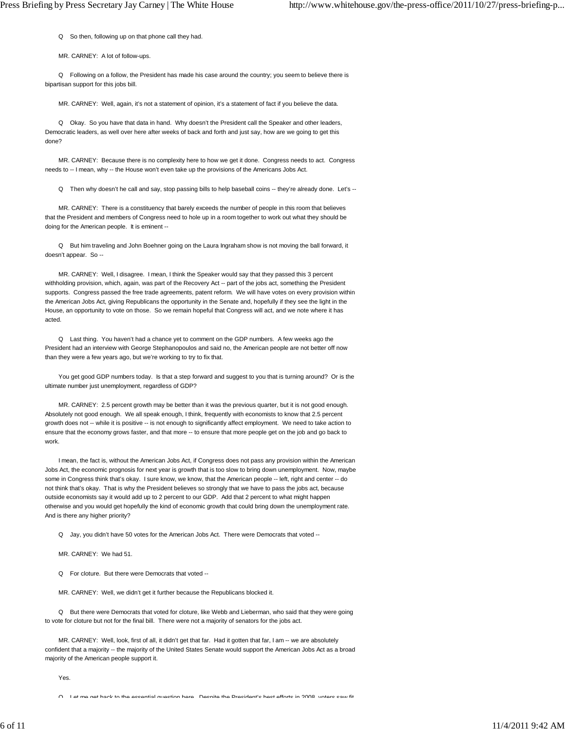Q So then, following up on that phone call they had.

MR. CARNEY: A lot of follow-ups.

Q Following on a follow, the President has made his case around the country; you seem to believe there is bipartisan support for this jobs bill.

MR. CARNEY: Well, again, it's not a statement of opinion, it's a statement of fact if you believe the data.

Q Okay. So you have that data in hand. Why doesn't the President call the Speaker and other leaders, Democratic leaders, as well over here after weeks of back and forth and just say, how are we going to get this done?

MR. CARNEY: Because there is no complexity here to how we get it done. Congress needs to act. Congress needs to -- I mean, why -- the House won't even take up the provisions of the Americans Jobs Act.

Q Then why doesn't he call and say, stop passing bills to help baseball coins -- they're already done. Let's --

MR. CARNEY: There is a constituency that barely exceeds the number of people in this room that believes that the President and members of Congress need to hole up in a room together to work out what they should be doing for the American people. It is eminent --

Q But him traveling and John Boehner going on the Laura Ingraham show is not moving the ball forward, it doesn't appear. So --

MR. CARNEY: Well, I disagree. I mean, I think the Speaker would say that they passed this 3 percent withholding provision, which, again, was part of the Recovery Act -- part of the jobs act, something the President supports. Congress passed the free trade agreements, patent reform. We will have votes on every provision within the American Jobs Act, giving Republicans the opportunity in the Senate and, hopefully if they see the light in the House, an opportunity to vote on those. So we remain hopeful that Congress will act, and we note where it has acted.

Q Last thing. You haven't had a chance yet to comment on the GDP numbers. A few weeks ago the President had an interview with George Stephanopoulos and said no, the American people are not better off now than they were a few years ago, but we're working to try to fix that.

You get good GDP numbers today. Is that a step forward and suggest to you that is turning around? Or is the ultimate number just unemployment, regardless of GDP?

MR. CARNEY: 2.5 percent growth may be better than it was the previous quarter, but it is not good enough. Absolutely not good enough. We all speak enough, I think, frequently with economists to know that 2.5 percent growth does not -- while it is positive -- is not enough to significantly affect employment. We need to take action to ensure that the economy grows faster, and that more -- to ensure that more people get on the job and go back to work.

I mean, the fact is, without the American Jobs Act, if Congress does not pass any provision within the American Jobs Act, the economic prognosis for next year is growth that is too slow to bring down unemployment. Now, maybe some in Congress think that's okay. I sure know, we know, that the American people -- left, right and center -- do not think that's okay. That is why the President believes so strongly that we have to pass the jobs act, because outside economists say it would add up to 2 percent to our GDP. Add that 2 percent to what might happen otherwise and you would get hopefully the kind of economic growth that could bring down the unemployment rate. And is there any higher priority?

Q Jay, you didn't have 50 votes for the American Jobs Act. There were Democrats that voted --

MR. CARNEY: We had 51.

Q For cloture. But there were Democrats that voted --

MR. CARNEY: Well, we didn't get it further because the Republicans blocked it.

Q But there were Democrats that voted for cloture, like Webb and Lieberman, who said that they were going to vote for cloture but not for the final bill. There were not a majority of senators for the jobs act.

MR. CARNEY: Well, look, first of all, it didn't get that far. Had it gotten that far, I am -- we are absolutely confident that a majority -- the majority of the United States Senate would support the American Jobs Act as a broad majority of the American people support it.

Yes.

Q Let me get back to the essential question here. Despite the President's best efforts in 2008, voters saw fit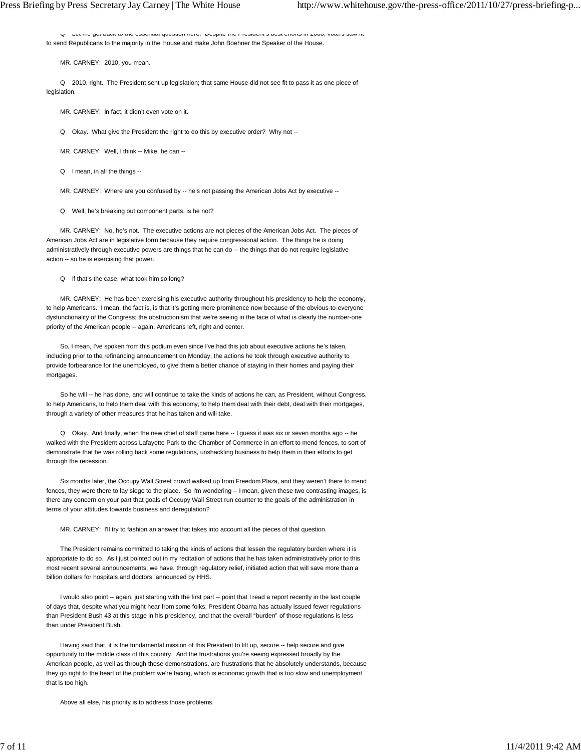Q Let me get back to the essential question here. Despite the President's best efforts in 2008, voters saw fit to send Republicans to the majority in the House and make John Boehner the Speaker of the House.

MR. CARNEY: 2010, you mean.

Q 2010, right. The President sent up legislation; that same House did not see fit to pass it as one piece of legislation.

MR. CARNEY: In fact, it didn't even vote on it.

Q Okay. What give the President the right to do this by executive order? Why not --

MR. CARNEY: Well, I think -- Mike, he can --

Q I mean, in all the things --

MR. CARNEY: Where are you confused by -- he's not passing the American Jobs Act by executive --

Q Well, he's breaking out component parts, is he not?

MR. CARNEY: No, he's not. The executive actions are not pieces of the American Jobs Act. The pieces of American Jobs Act are in legislative form because they require congressional action. The things he is doing administratively through executive powers are things that he can do -- the things that do not require legislative action -- so he is exercising that power.

Q If that's the case, what took him so long?

MR. CARNEY: He has been exercising his executive authority throughout his presidency to help the economy, to help Americans. I mean, the fact is, is that it's getting more prominence now because of the obvious-to-everyone dysfunctionality of the Congress; the obstructionism that we're seeing in the face of what is clearly the number-one priority of the American people -- again, Americans left, right and center.

So, I mean, I've spoken from this podium even since I've had this job about executive actions he's taken, including prior to the refinancing announcement on Monday, the actions he took through executive authority to provide forbearance for the unemployed, to give them a better chance of staying in their homes and paying their mortgages.

So he will -- he has done, and will continue to take the kinds of actions he can, as President, without Congress, to help Americans, to help them deal with this economy, to help them deal with their debt, deal with their mortgages, through a variety of other measures that he has taken and will take.

Q Okay. And finally, when the new chief of staff came here -- I guess it was six or seven months ago -- he walked with the President across Lafayette Park to the Chamber of Commerce in an effort to mend fences, to sort of demonstrate that he was rolling back some regulations, unshackling business to help them in their efforts to get through the recession.

Six months later, the Occupy Wall Street crowd walked up from Freedom Plaza, and they weren't there to mend fences, they were there to lay siege to the place. So I'm wondering -- I mean, given these two contrasting images, is there any concern on your part that goals of Occupy Wall Street run counter to the goals of the administration in terms of your attitudes towards business and deregulation?

MR. CARNEY: I'll try to fashion an answer that takes into account all the pieces of that question.

The President remains committed to taking the kinds of actions that lessen the regulatory burden where it is appropriate to do so. As I just pointed out in my recitation of actions that he has taken administratively prior to this most recent several announcements, we have, through regulatory relief, initiated action that will save more than a billion dollars for hospitals and doctors, announced by HHS.

I would also point -- again, just starting with the first part -- point that I read a report recently in the last couple of days that, despite what you might hear from some folks, President Obama has actually issued fewer regulations than President Bush 43 at this stage in his presidency, and that the overall "burden" of those regulations is less than under President Bush.

Having said that, it is the fundamental mission of this President to lift up, secure -- help secure and give opportunity to the middle class of this country. And the frustrations you're seeing expressed broadly by the American people, as well as through these demonstrations, are frustrations that he absolutely understands, because they go right to the heart of the problem we're facing, which is economic growth that is too slow and unemployment that is too high.

Above all else, his priority is to address those problems.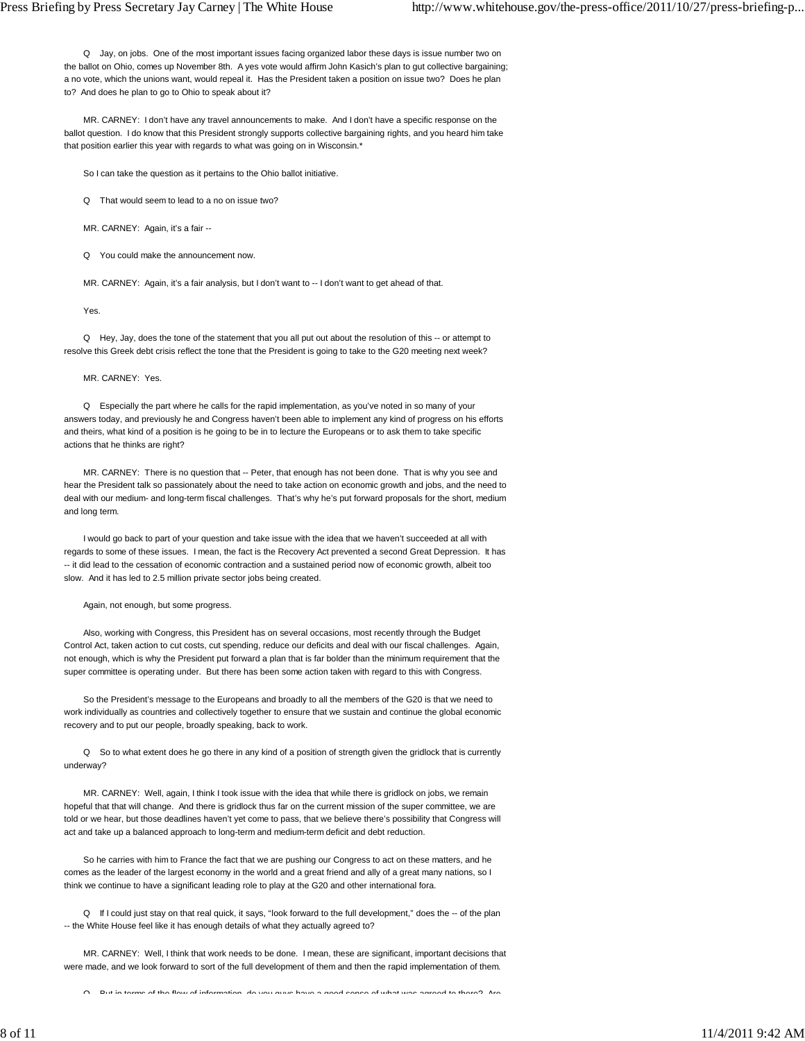Q Jay, on jobs. One of the most important issues facing organized labor these days is issue number two on the ballot on Ohio, comes up November 8th. A yes vote would affirm John Kasich's plan to gut collective bargaining; a no vote, which the unions want, would repeal it. Has the President taken a position on issue two? Does he plan to? And does he plan to go to Ohio to speak about it?

MR. CARNEY: I don't have any travel announcements to make. And I don't have a specific response on the ballot question. I do know that this President strongly supports collective bargaining rights, and you heard him take that position earlier this year with regards to what was going on in Wisconsin.*

So I can take the question as it pertains to the Ohio ballot initiative.

Q That would seem to lead to a no on issue two?

MR. CARNEY: Again, it's a fair --

Q You could make the announcement now.

MR. CARNEY: Again, it's a fair analysis, but I don't want to -- I don't want to get ahead of that.

Yes.

Q Hey, Jay, does the tone of the statement that you all put out about the resolution of this -- or attempt to resolve this Greek debt crisis reflect the tone that the President is going to take to the G20 meeting next week?

MR. CARNEY: Yes.

Q Especially the part where he calls for the rapid implementation, as you've noted in so many of your answers today, and previously he and Congress haven't been able to implement any kind of progress on his efforts and theirs, what kind of a position is he going to be in to lecture the Europeans or to ask them to take specific actions that he thinks are right?

MR. CARNEY: There is no question that -- Peter, that enough has not been done. That is why you see and hear the President talk so passionately about the need to take action on economic growth and jobs, and the need to deal with our medium- and long-term fiscal challenges. That's why he's put forward proposals for the short, medium and long term.

I would go back to part of your question and take issue with the idea that we haven't succeeded at all with regards to some of these issues. I mean, the fact is the Recovery Act prevented a second Great Depression. It has -- it did lead to the cessation of economic contraction and a sustained period now of economic growth, albeit too slow. And it has led to 2.5 million private sector jobs being created.

Again, not enough, but some progress.

Also, working with Congress, this President has on several occasions, most recently through the Budget Control Act, taken action to cut costs, cut spending, reduce our deficits and deal with our fiscal challenges. Again, not enough, which is why the President put forward a plan that is far bolder than the minimum requirement that the super committee is operating under. But there has been some action taken with regard to this with Congress.

So the President's message to the Europeans and broadly to all the members of the G20 is that we need to work individually as countries and collectively together to ensure that we sustain and continue the global economic recovery and to put our people, broadly speaking, back to work.

Q So to what extent does he go there in any kind of a position of strength given the gridlock that is currently underway?

MR. CARNEY: Well, again, I think I took issue with the idea that while there is gridlock on jobs, we remain hopeful that that will change. And there is gridlock thus far on the current mission of the super committee, we are told or we hear, but those deadlines haven't yet come to pass, that we believe there's possibility that Congress will act and take up a balanced approach to long-term and medium-term deficit and debt reduction.

So he carries with him to France the fact that we are pushing our Congress to act on these matters, and he comes as the leader of the largest economy in the world and a great friend and ally of a great many nations, so I think we continue to have a significant leading role to play at the G20 and other international fora.

Q If I could just stay on that real quick, it says, "look forward to the full development," does the -- of the plan -- the White House feel like it has enough details of what they actually agreed to?

MR. CARNEY: Well, I think that work needs to be done. I mean, these are significant, important decisions that were made, and we look forward to sort of the full development of them and then the rapid implementation of them.

Q But in terms of the flow of information, do you guys have a good sense of what was agreed to there? Are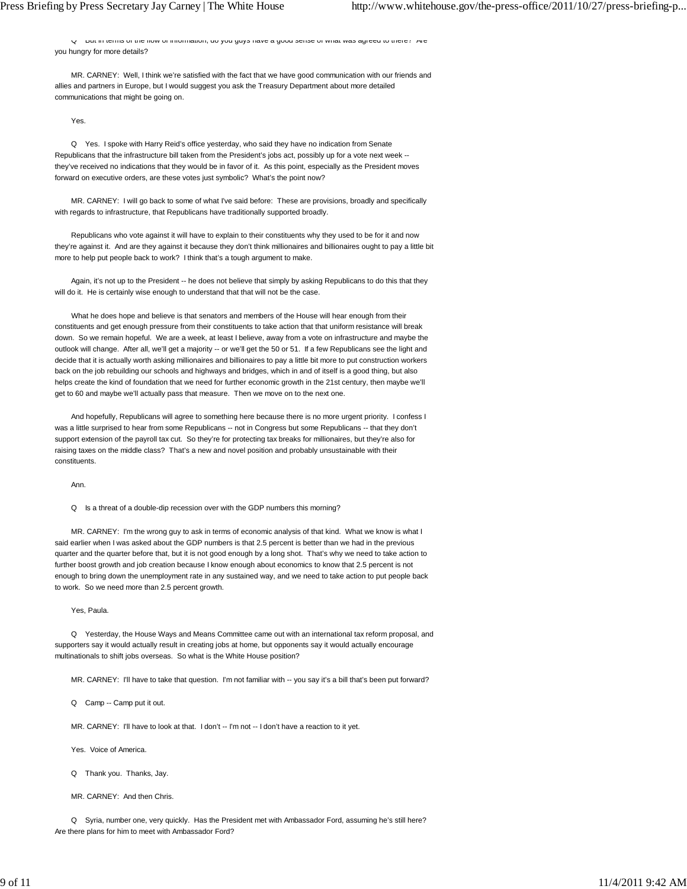Q But in terms of the flow of information, do you guys have a good sense of what was agreed to there? Are you hungry for more details?

MR. CARNEY: Well, I think we're satisfied with the fact that we have good communication with our friends and allies and partners in Europe, but I would suggest you ask the Treasury Department about more detailed communications that might be going on.

Yes.

Q Yes. I spoke with Harry Reid's office yesterday, who said they have no indication from Senate Republicans that the infrastructure bill taken from the President's jobs act, possibly up for a vote next week -- they've received no indications that they would be in favor of it. As this point, especially as the President moves forward on executive orders, are these votes just symbolic? What's the point now?

MR. CARNEY: I will go back to some of what I've said before: These are provisions, broadly and specifically with regards to infrastructure, that Republicans have traditionally supported broadly.

Republicans who vote against it will have to explain to their constituents why they used to be for it and now they're against it. And are they against it because they don't think millionaires and billionaires ought to pay a little bit more to help put people back to work? I think that's a tough argument to make.

Again, it's not up to the President -- he does not believe that simply by asking Republicans to do this that they will do it. He is certainly wise enough to understand that that will not be the case.

What he does hope and believe is that senators and members of the House will hear enough from their constituents and get enough pressure from their constituents to take action that that uniform resistance will break down. So we remain hopeful. We are a week, at least I believe, away from a vote on infrastructure and maybe the outlook will change. After all, we'll get a majority -- or we'll get the 50 or 51. If a few Republicans see the light and decide that it is actually worth asking millionaires and billionaires to pay a little bit more to put construction workers back on the job rebuilding our schools and highways and bridges, which in and of itself is a good thing, but also helps create the kind of foundation that we need for further economic growth in the 21st century, then maybe we'll get to 60 and maybe we'll actually pass that measure. Then we move on to the next one.

And hopefully, Republicans will agree to something here because there is no more urgent priority. I confess I was a little surprised to hear from some Republicans -- not in Congress but some Republicans -- that they don't support extension of the payroll tax cut. So they're for protecting tax breaks for millionaires, but they're also for raising taxes on the middle class? That's a new and novel position and probably unsustainable with their constituents.

Ann.

Q Is a threat of a double-dip recession over with the GDP numbers this morning?

MR. CARNEY: I'm the wrong guy to ask in terms of economic analysis of that kind. What we know is what I said earlier when I was asked about the GDP numbers is that 2.5 percent is better than we had in the previous quarter and the quarter before that, but it is not good enough by a long shot. That's why we need to take action to further boost growth and job creation because I know enough about economics to know that 2.5 percent is not enough to bring down the unemployment rate in any sustained way, and we need to take action to put people back to work. So we need more than 2.5 percent growth.

Yes, Paula.

Q Yesterday, the House Ways and Means Committee came out with an international tax reform proposal, and supporters say it would actually result in creating jobs at home, but opponents say it would actually encourage multinationals to shift jobs overseas. So what is the White House position?

MR. CARNEY: I'll have to take that question. I'm not familiar with -- you say it's a bill that's been put forward?

Q Camp -- Camp put it out.

MR. CARNEY: I'll have to look at that. I don't -- I'm not -- I don't have a reaction to it yet.

Yes. Voice of America.

Q Thank you. Thanks, Jay.

MR. CARNEY: And then Chris.

Q Syria, number one, very quickly. Has the President met with Ambassador Ford, assuming he's still here? Are there plans for him to meet with Ambassador Ford?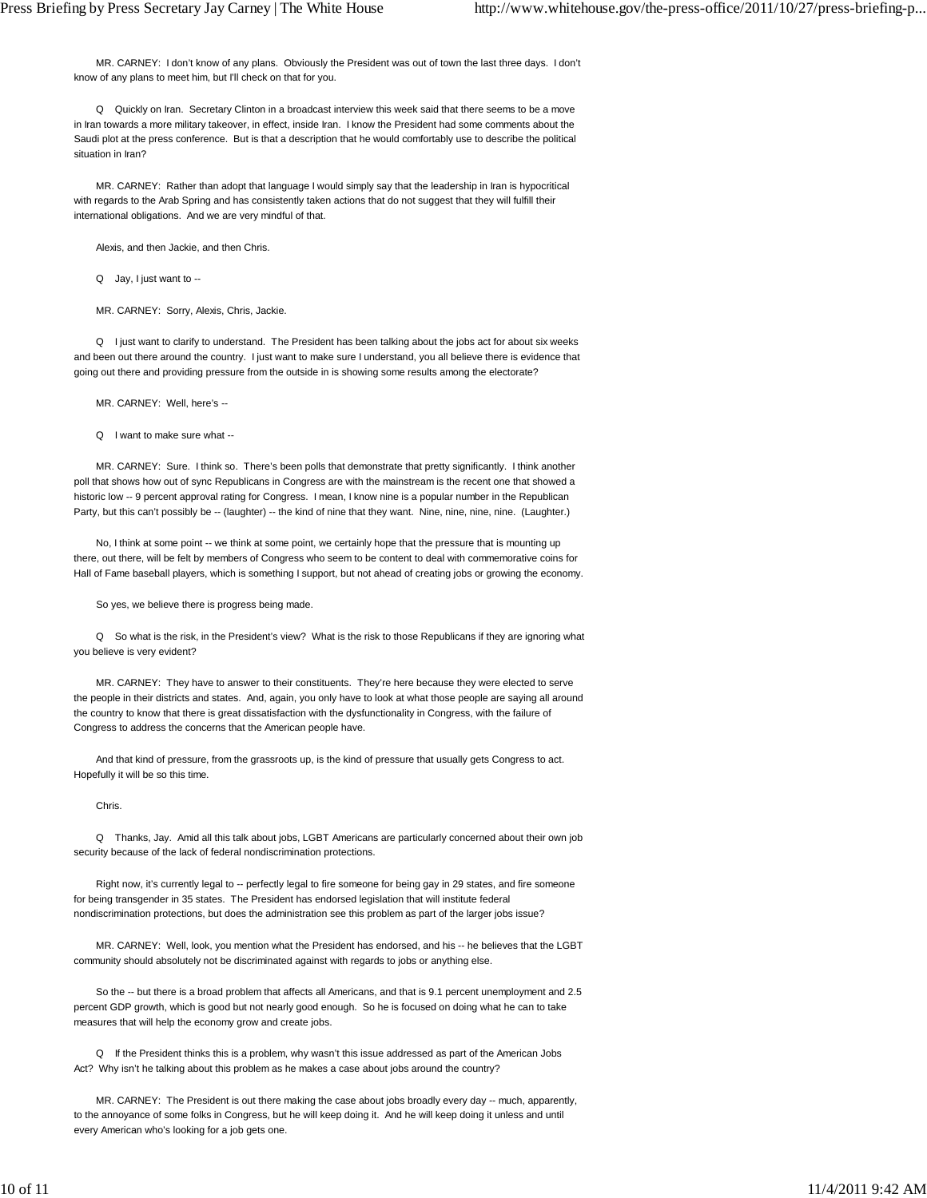MR. CARNEY: I don't know of any plans. Obviously the President was out of town the last three days. I don't know of any plans to meet him, but I'll check on that for you.

Q Quickly on Iran. Secretary Clinton in a broadcast interview this week said that there seems to be a move in Iran towards a more military takeover, in effect, inside Iran. I know the President had some comments about the Saudi plot at the press conference. But is that a description that he would comfortably use to describe the political situation in Iran?

MR. CARNEY: Rather than adopt that language I would simply say that the leadership in Iran is hypocritical with regards to the Arab Spring and has consistently taken actions that do not suggest that they will fulfill their international obligations. And we are very mindful of that.

Alexis, and then Jackie, and then Chris.

Q Jay, I just want to --

MR. CARNEY: Sorry, Alexis, Chris, Jackie.

Q I just want to clarify to understand. The President has been talking about the jobs act for about six weeks and been out there around the country. I just want to make sure I understand, you all believe there is evidence that going out there and providing pressure from the outside in is showing some results among the electorate?

MR. CARNEY: Well, here's --

Q I want to make sure what --

MR. CARNEY: Sure. I think so. There's been polls that demonstrate that pretty significantly. I think another poll that shows how out of sync Republicans in Congress are with the mainstream is the recent one that showed a historic low -- 9 percent approval rating for Congress. I mean, I know nine is a popular number in the Republican Party, but this can't possibly be -- (laughter) -- the kind of nine that they want. Nine, nine, nine, nine. (Laughter.)

No, I think at some point -- we think at some point, we certainly hope that the pressure that is mounting up there, out there, will be felt by members of Congress who seem to be content to deal with commemorative coins for Hall of Fame baseball players, which is something I support, but not ahead of creating jobs or growing the economy.

So yes, we believe there is progress being made.

Q So what is the risk, in the President's view? What is the risk to those Republicans if they are ignoring what you believe is very evident?

MR. CARNEY: They have to answer to their constituents. They're here because they were elected to serve the people in their districts and states. And, again, you only have to look at what those people are saying all around the country to know that there is great dissatisfaction with the dysfunctionality in Congress, with the failure of Congress to address the concerns that the American people have.

And that kind of pressure, from the grassroots up, is the kind of pressure that usually gets Congress to act. Hopefully it will be so this time.

Chris.

Q Thanks, Jay. Amid all this talk about jobs, LGBT Americans are particularly concerned about their own job security because of the lack of federal nondiscrimination protections.

Right now, it's currently legal to -- perfectly legal to fire someone for being gay in 29 states, and fire someone for being transgender in 35 states. The President has endorsed legislation that will institute federal nondiscrimination protections, but does the administration see this problem as part of the larger jobs issue?

MR. CARNEY: Well, look, you mention what the President has endorsed, and his -- he believes that the LGBT community should absolutely not be discriminated against with regards to jobs or anything else.

So the -- but there is a broad problem that affects all Americans, and that is 9.1 percent unemployment and 2.5 percent GDP growth, which is good but not nearly good enough. So he is focused on doing what he can to take measures that will help the economy grow and create jobs.

Q If the President thinks this is a problem, why wasn't this issue addressed as part of the American Jobs Act? Why isn't he talking about this problem as he makes a case about jobs around the country?

MR. CARNEY: The President is out there making the case about jobs broadly every day -- much, apparently, to the annoyance of some folks in Congress, but he will keep doing it. And he will keep doing it unless and until every American who's looking for a job gets one.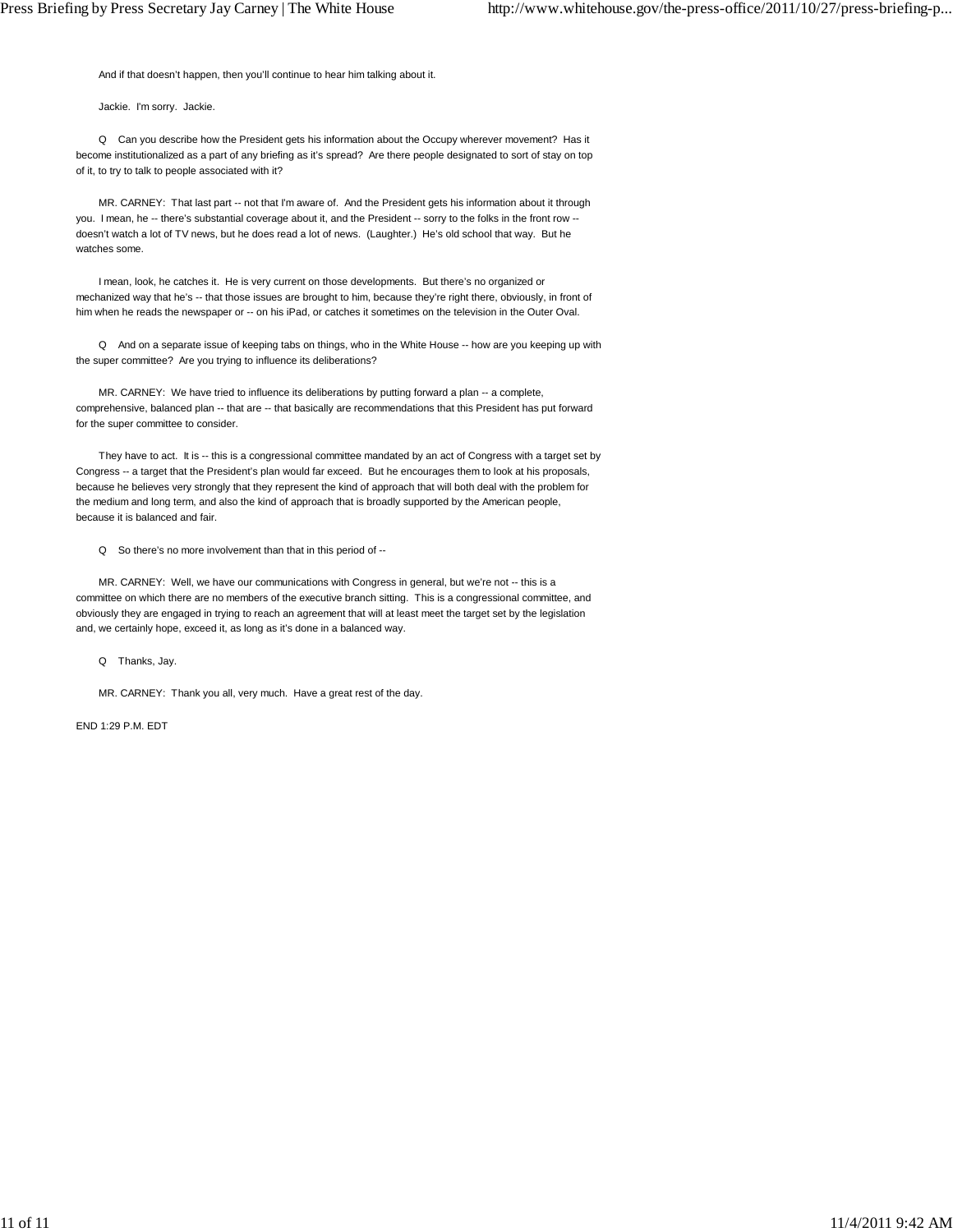And if that doesn't happen, then you'll continue to hear him talking about it.

Jackie. I'm sorry. Jackie.

Q Can you describe how the President gets his information about the Occupy wherever movement? Has it become institutionalized as a part of any briefing as it's spread? Are there people designated to sort of stay on top of it, to try to talk to people associated with it?

MR. CARNEY: That last part -- not that I'm aware of. And the President gets his information about it through you. I mean, he -- there's substantial coverage about it, and the President -- sorry to the folks in the front row -- doesn't watch a lot of TV news, but he does read a lot of news. (Laughter.) He's old school that way. But he watches some.

I mean, look, he catches it. He is very current on those developments. But there's no organized or mechanized way that he's -- that those issues are brought to him, because they're right there, obviously, in front of him when he reads the newspaper or -- on his iPad, or catches it sometimes on the television in the Outer Oval.

Q And on a separate issue of keeping tabs on things, who in the White House -- how are you keeping up with the super committee? Are you trying to influence its deliberations?

MR. CARNEY: We have tried to influence its deliberations by putting forward a plan -- a complete, comprehensive, balanced plan -- that are -- that basically are recommendations that this President has put forward for the super committee to consider.

They have to act. It is -- this is a congressional committee mandated by an act of Congress with a target set by Congress -- a target that the President's plan would far exceed. But he encourages them to look at his proposals, because he believes very strongly that they represent the kind of approach that will both deal with the problem for the medium and long term, and also the kind of approach that is broadly supported by the American people, because it is balanced and fair.

Q So there's no more involvement than that in this period of --

MR. CARNEY: Well, we have our communications with Congress in general, but we're not -- this is a committee on which there are no members of the executive branch sitting. This is a congressional committee, and obviously they are engaged in trying to reach an agreement that will at least meet the target set by the legislation and, we certainly hope, exceed it, as long as it's done in a balanced way.

Q Thanks, Jay.

MR. CARNEY: Thank you all, very much. Have a great rest of the day.

END 1:29 P.M. EDT